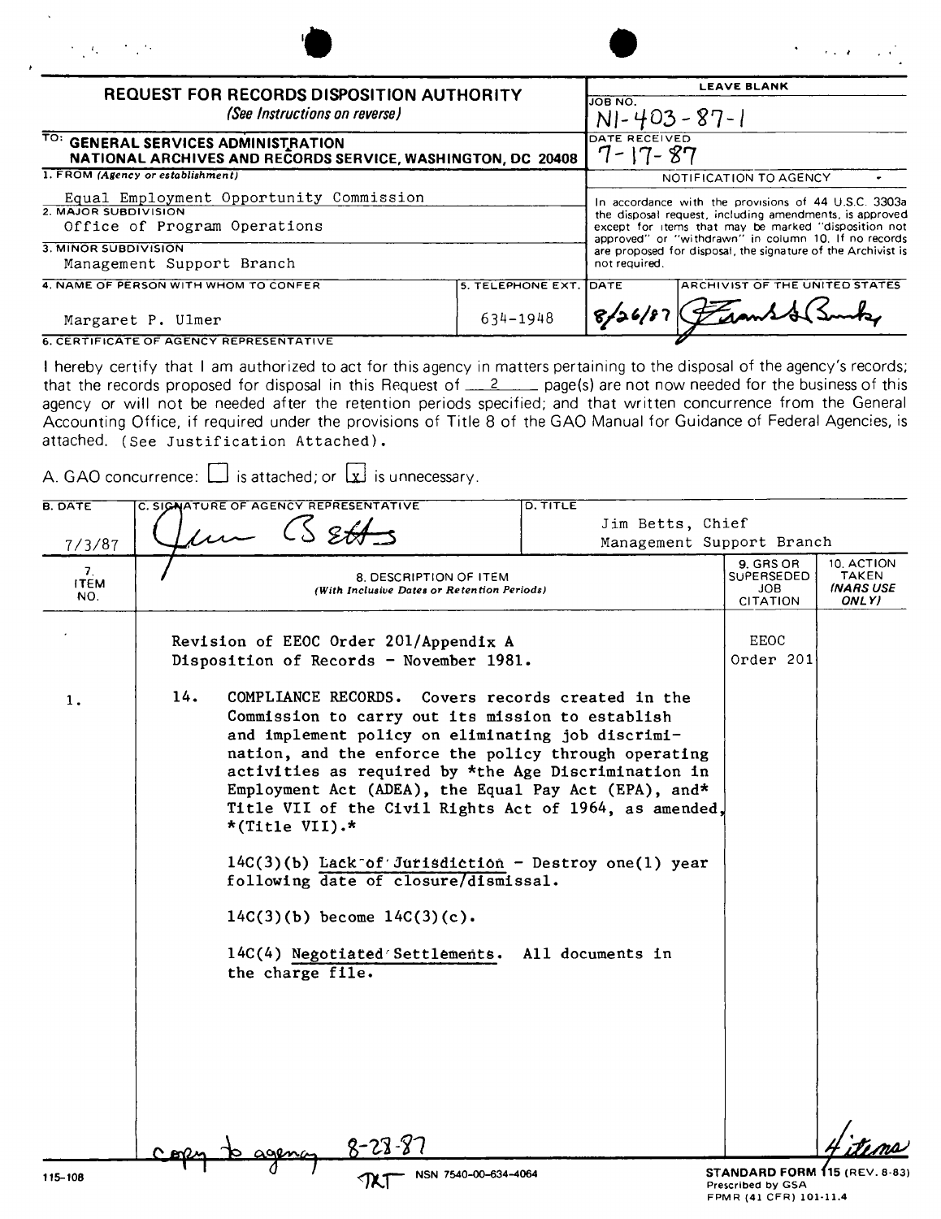# REQUEST FOR RECORDS DISPOSITION AUTHORITY

*(See Instructions on reverse)*

| | LEAVE BLANK |
|---|---|
| TO: **GENERAL SERVICES ADMINISTRATION NATIONAL ARCHIVES AND RECORDS SERVICE, WASHINGTON, DC 20408** | JOB NO. N1-403-87-1 |
| | DATE RECEIVED 7-17-87 |
| 1. FROM *(Agency or establishment)* Equal Employment Opportunity Commission | NOTIFICATION TO AGENCY |
| 2. MAJOR SUBDIVISION Office of Program Operations | In accordance with the provisions of 44 U.S.C. 3303a the disposal request, including amendments, is approved except for items that may be marked "disposition not approved" or "withdrawn" in column 10. If no records are proposed for disposal, the signature of the Archivist is not required. |
| 3. MINOR SUBDIVISION Management Support Branch | |
| 4. NAME OF PERSON WITH WHOM TO CONFER: Margaret P. Ulmer — 5. TELEPHONE EXT.: 634-1948 | DATE: 8/26/87 — ARCHIVIST OF THE UNITED STATES: [signature] |

6. CERTIFICATE OF AGENCY REPRESENTATIVE

I hereby certify that I am authorized to act for this agency in matters pertaining to the disposal of the agency's records; that the records proposed for disposal in this Request of 2 page(s) are not now needed for the business of this agency or will not be needed after the retention periods specified; and that written concurrence from the General Accounting Office, if required under the provisions of Title 8 of the GAO Manual for Guidance of Federal Agencies, is attached. (See Justification Attached).

A. GAO concurrence: ☐ is attached; or ☒ is unnecessary.

| B. DATE | C. SIGNATURE OF AGENCY REPRESENTATIVE | D. TITLE |
|---|---|---|
| 7/3/87 | [signature] | Jim Betts, Chief Management Support Branch |

| 7. ITEM NO. | 8. DESCRIPTION OF ITEM *(With Inclusive Dates or Retention Periods)* | 9. GRS OR SUPERSEDED JOB CITATION | 10. ACTION TAKEN *(NARS USE ONLY)* |
|---|---|---|---|
| | Revision of EEOC Order 201/Appendix A Disposition of Records - November 1981. | EEOC Order 201 | |
| 1. | 14. COMPLIANCE RECORDS. Covers records created in the Commission to carry out its mission to establish and implement policy on eliminating job discrimination, and the enforce the policy through operating activities as required by *the Age Discrimination in Employment Act (ADEA), the Equal Pay Act (EPA), and* Title VII of the Civil Rights Act of 1964, as amended, *(Title VII).* | | |
| | 14C(3)(b) Lack of Jurisdiction - Destroy one(1) year following date of closure/dismissal. | | |
| | 14C(3)(b) become 14C(3)(c). | | |
| | 14C(4) Negotiated Settlements. All documents in the charge file. | | |

copy to agency 8-28-87

4 items

115-108 NSN 7540-00-634-4064

STANDARD FORM 115 (REV. 8-83)
Prescribed by GSA
FPMR (41 CFR) 101-11.4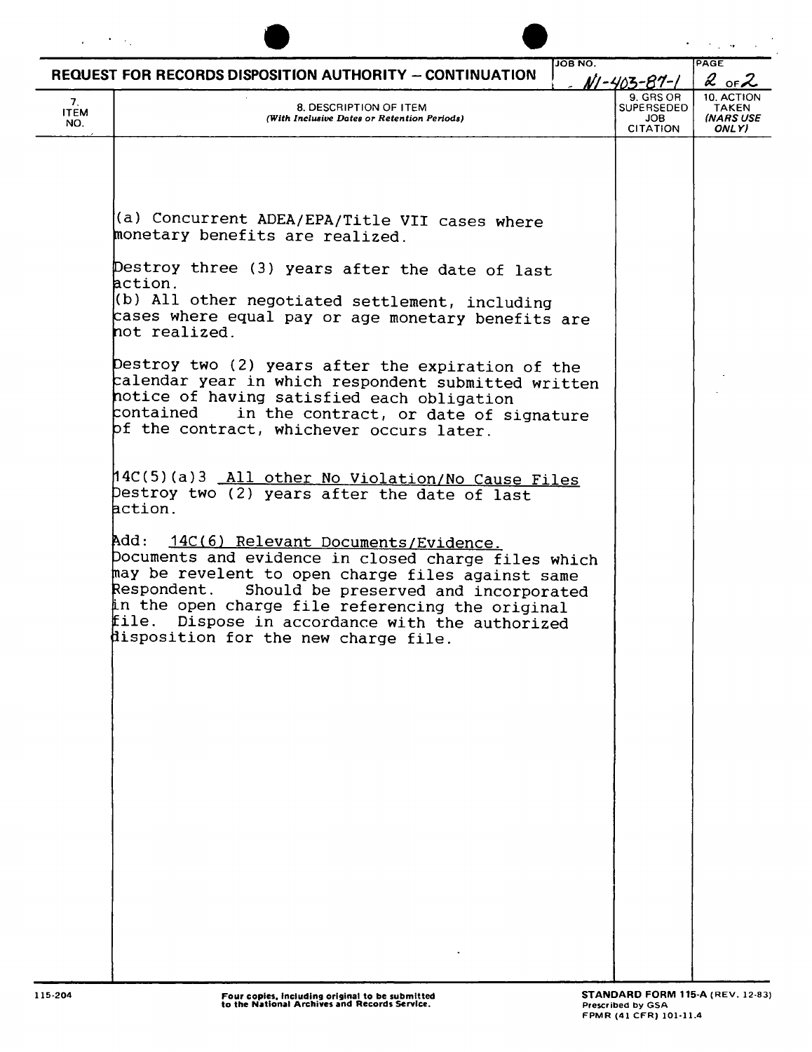**REQUEST FOR RECORDS DISPOSITION AUTHORITY — CONTINUATION**

JOB NO. N1-403-87-1

PAGE 2 OF 2

| 7. ITEM NO. | 8. DESCRIPTION OF ITEM (With Inclusive Dates or Retention Periods) | 9. GRS OR SUPERSEDED JOB CITATION | 10. ACTION TAKEN (NARS USE ONLY) |
|---|---|---|---|
| | (a) Concurrent ADEA/EPA/Title VII cases where monetary benefits are realized.<br><br>Destroy three (3) years after the date of last action.<br>(b) All other negotiated settlement, including cases where equal pay or age monetary benefits are not realized.<br><br>Destroy two (2) years after the expiration of the calendar year in which respondent submitted written notice of having satisfied each obligation contained in the contract, or date of signature of the contract, whichever occurs later.<br><br>14C(5)(a)3 <u>All other No Violation/No Cause Files</u><br>Destroy two (2) years after the date of last action.<br><br>Add: <u>14C(6) Relevant Documents/Evidence.</u><br>Documents and evidence in closed charge files which may be revelent to open charge files against same Respondent. Should be preserved and incorporated in the open charge file referencing the original file. Dispose in accordance with the authorized disposition for the new charge file. | | |

115-204

Four copies, including original to be submitted to the National Archives and Records Service.

STANDARD FORM 115-A (REV. 12-83)
Prescribed by GSA
FPMR (41 CFR) 101-11.4